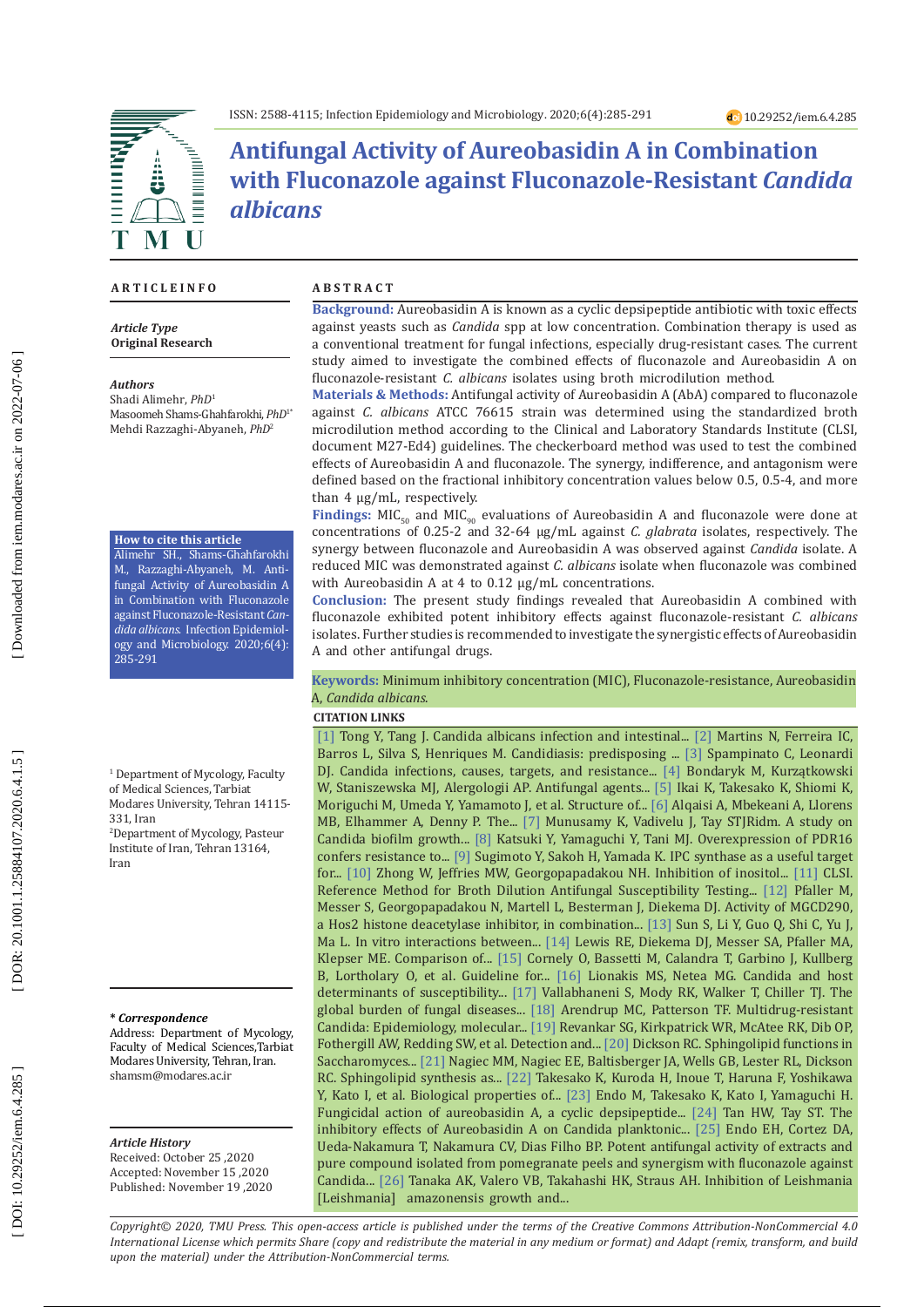# Antifungal Activity of Aureobasidin A in Combination with Fluconazole against Fluconazole-Resistant *Candida albicans*

**ARTICLE INFO**

*Article Type*
**Original Research**

*Authors*
Shadi Alimehr, *PhD*[1]
Masoomeh Shams-Ghahfarokhi, *PhD*[1*]
Mehdi Razzaghi-Abyaneh, *PhD*[2]

**How to cite this article**
Alimehr SH., Shams-Ghahfarokhi M., Razzaghi-Abyaneh, M. Antifungal Activity of Aureobasidin A in Combination with Fluconazole against Fluconazole-Resistant *Candida albicans.* Infection Epidemiology and Microbiology. 2020;6(4): 285-291

[1] Department of Mycology, Faculty of Medical Sciences, Tarbiat Modares University, Tehran 14115-331, Iran
[2]Department of Mycology, Pasteur Institute of Iran, Tehran 13164, Iran

*** Correspondence**
Address: Department of Mycology, Faculty of Medical Sciences,Tarbiat Modares University, Tehran, Iran.
shamsm@modares.ac.ir

*Article History*
Received: October 25 ,2020
Accepted: November 15 ,2020
Published: November 19 ,2020

**ABSTRACT**

**Background:** Aureobasidin A is known as a cyclic depsipeptide antibiotic with toxic effects against yeasts such as *Candida* spp at low concentration. Combination therapy is used as a conventional treatment for fungal infections, especially drug-resistant cases. The current study aimed to investigate the combined effects of fluconazole and Aureobasidin A on fluconazole-resistant *C. albicans* isolates using broth microdilution method.

**Materials & Methods:** Antifungal activity of Aureobasidin A (AbA) compared to fluconazole against *C. albicans* ATCC 76615 strain was determined using the standardized broth microdilution method according to the Clinical and Laboratory Standards Institute (CLSI, document M27-Ed4) guidelines. The checkerboard method was used to test the combined effects of Aureobasidin A and fluconazole. The synergy, indifference, and antagonism were defined based on the fractional inhibitory concentration values below 0.5, 0.5-4, and more than 4 µg/mL, respectively.

**Findings:** $MIC_{50}$ and $MIC_{90}$ evaluations of Aureobasidin A and fluconazole were done at concentrations of 0.25-2 and 32-64 µg/mL against *C. glabrata* isolates, respectively. The synergy between fluconazole and Aureobasidin A was observed against *Candida* isolate. A reduced MIC was demonstrated against *C. albicans* isolate when fluconazole was combined with Aureobasidin A at 4 to 0.12 µg/mL concentrations.

**Conclusion:** The present study findings revealed that Aureobasidin A combined with fluconazole exhibited potent inhibitory effects against fluconazole-resistant *C. albicans* isolates. Further studies is recommended to investigate the synergistic effects of Aureobasidin A and other antifungal drugs.

**Keywords:** Minimum inhibitory concentration (MIC), Fluconazole-resistance, Aureobasidin A, *Candida albicans.*

**CITATION LINKS**

[1] Tong Y, Tang J. Candida albicans infection and intestinal... [2] Martins N, Ferreira IC, Barros L, Silva S, Henriques M. Candidiasis: predisposing ... [3] Spampinato C, Leonardi DJ. Candida infections, causes, targets, and resistance... [4] Bondaryk M, Kurzątkowski W, Staniszewska MJ, Alergologii AP. Antifungal agents... [5] Ikai K, Takesako K, Shiomi K, Moriguchi M, Umeda Y, Yamamoto J, et al. Structure of... [6] Alqaisi A, Mbekeani A, Llorens MB, Elhammer A, Denny P. The... [7] Munusamy K, Vadivelu J, Tay STJRidm. A study on Candida biofilm growth... [8] Katsuki Y, Yamaguchi Y, Tani MJ. Overexpression of PDR16 confers resistance to... [9] Sugimoto Y, Sakoh H, Yamada K. IPC synthase as a useful target for... [10] Zhong W, Jeffries MW, Georgopapadakou NH. Inhibition of inositol... [11] CLSI. Reference Method for Broth Dilution Antifungal Susceptibility Testing... [12] Pfaller M, Messer S, Georgopapadakou N, Martell L, Besterman J, Diekema DJ. Activity of MGCD290, a Hos2 histone deacetylase inhibitor, in combination... [13] Sun S, Li Y, Guo Q, Shi C, Yu J, Ma L. In vitro interactions between... [14] Lewis RE, Diekema DJ, Messer SA, Pfaller MA, Klepser ME. Comparison of... [15] Cornely O, Bassetti M, Calandra T, Garbino J, Kullberg B, Lortholary O, et al. Guideline for... [16] Lionakis MS, Netea MG. Candida and host determinants of susceptibility... [17] Vallabhaneni S, Mody RK, Walker T, Chiller TJ. The global burden of fungal diseases... [18] Arendrup MC, Patterson TF. Multidrug-resistant Candida: Epidemiology, molecular... [19] Revankar SG, Kirkpatrick WR, McAtee RK, Dib OP, Fothergill AW, Redding SW, et al. Detection and... [20] Dickson RC. Sphingolipid functions in Saccharomyces... [21] Nagiec MM, Nagiec EE, Baltisberger JA, Wells GB, Lester RL, Dickson RC. Sphingolipid synthesis as... [22] Takesako K, Kuroda H, Inoue T, Haruna F, Yoshikawa Y, Kato I, et al. Biological properties of... [23] Endo M, Takesako K, Kato I, Yamaguchi H. Fungicidal action of aureobasidin A, a cyclic depsipeptide... [24] Tan HW, Tay ST. The inhibitory effects of Aureobasidin A on Candida planktonic... [25] Endo EH, Cortez DA, Ueda-Nakamura T, Nakamura CV, Dias Filho BP. Potent antifungal activity of extracts and pure compound isolated from pomegranate peels and synergism with fluconazole against Candida... [26] Tanaka AK, Valero VB, Takahashi HK, Straus AH. Inhibition of Leishmania [Leishmania] amazonensis growth and...

*Copyright© 2020, TMU Press. This open-access article is published under the terms of the Creative Commons Attribution-NonCommercial 4.0 International License which permits Share (copy and redistribute the material in any medium or format) and Adapt (remix, transform, and build upon the material) under the Attribution-NonCommercial terms.*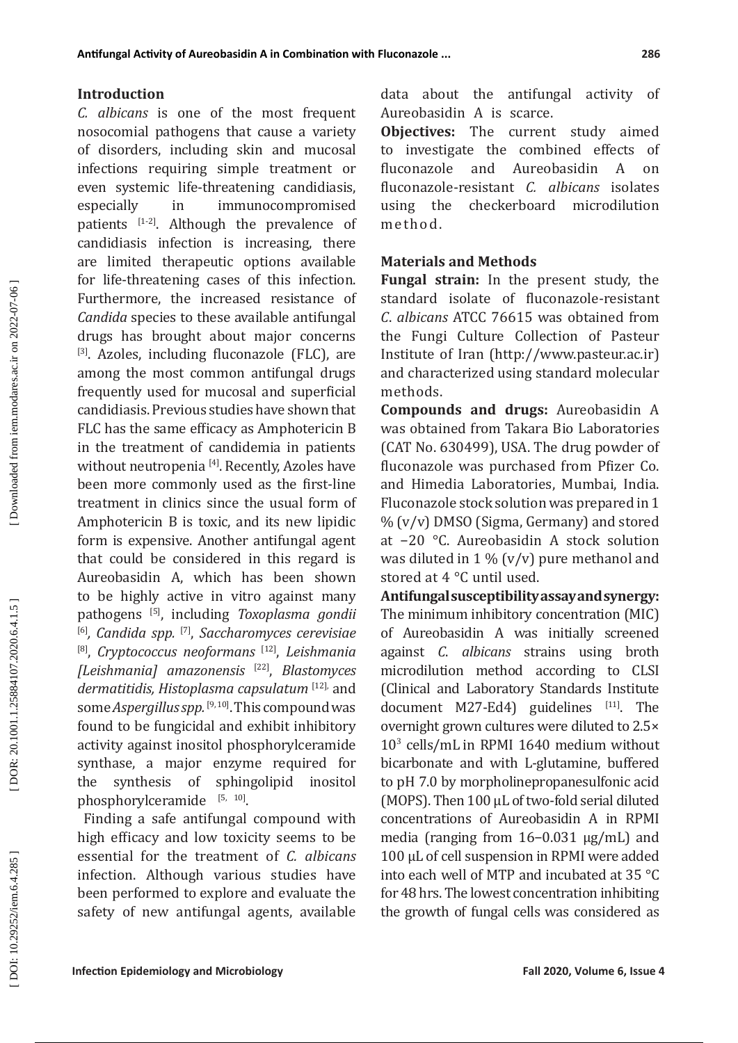## Introduction

*C. albicans* is one of the most frequent nosocomial pathogens that cause a variety of disorders, including skin and mucosal infections requiring simple treatment or even systemic life-threatening candidiasis, especially in immunocompromised patients [1-2]. Although the prevalence of candidiasis infection is increasing, there are limited therapeutic options available for life-threatening cases of this infection. Furthermore, the increased resistance of *Candida* species to these available antifungal drugs has brought about major concerns [3]. Azoles, including fluconazole (FLC), are among the most common antifungal drugs frequently used for mucosal and superficial candidiasis. Previous studies have shown that FLC has the same efficacy as Amphotericin B in the treatment of candidemia in patients without neutropenia [4]. Recently, Azoles have been more commonly used as the first-line treatment in clinics since the usual form of Amphotericin B is toxic, and its new lipidic form is expensive. Another antifungal agent that could be considered in this regard is Aureobasidin A, which has been shown to be highly active in vitro against many pathogens [5], including *Toxoplasma gondii* [6], *Candida spp.* [7], *Saccharomyces cerevisiae* [8], *Cryptococcus neoformans* [12], *Leishmania [Leishmania] amazonensis* [22], *Blastomyces dermatitidis, Histoplasma capsulatum* [12], and some *Aspergillus spp.* [9,10]. This compound was found to be fungicidal and exhibit inhibitory activity against inositol phosphorylceramide synthase, a major enzyme required for the synthesis of sphingolipid inositol phosphorylceramide [5, 10].

Finding a safe antifungal compound with high efficacy and low toxicity seems to be essential for the treatment of *C. albicans* infection. Although various studies have been performed to explore and evaluate the safety of new antifungal agents, available data about the antifungal activity of Aureobasidin A is scarce.

**Objectives:** The current study aimed to investigate the combined effects of fluconazole and Aureobasidin A on fluconazole-resistant *C. albicans* isolates using the checkerboard microdilution method.

## Materials and Methods

**Fungal strain:** In the present study, the standard isolate of fluconazole-resistant *C. albicans* ATCC 76615 was obtained from the Fungi Culture Collection of Pasteur Institute of Iran (http://www.pasteur.ac.ir) and characterized using standard molecular methods.

**Compounds and drugs:** Aureobasidin A was obtained from Takara Bio Laboratories (CAT No. 630499), USA. The drug powder of fluconazole was purchased from Pfizer Co. and Himedia Laboratories, Mumbai, India. Fluconazole stock solution was prepared in 1 % (v/v) DMSO (Sigma, Germany) and stored at −20 °C. Aureobasidin A stock solution was diluted in 1 % (v/v) pure methanol and stored at 4 °C until used.

**Antifungal susceptibility assay and synergy:** The minimum inhibitory concentration (MIC) of Aureobasidin A was initially screened against *C. albicans* strains using broth microdilution method according to CLSI (Clinical and Laboratory Standards Institute document M27-Ed4) guidelines [11]. The overnight grown cultures were diluted to $2.5 \times 10^3$ cells/mL in RPMI 1640 medium without bicarbonate and with L-glutamine, buffered to pH 7.0 by morpholinepropanesulfonic acid (MOPS). Then 100 µL of two-fold serial diluted concentrations of Aureobasidin A in RPMI media (ranging from 16–0.031 µg/mL) and 100 µL of cell suspension in RPMI were added into each well of MTP and incubated at 35 °C for 48 hrs. The lowest concentration inhibiting the growth of fungal cells was considered as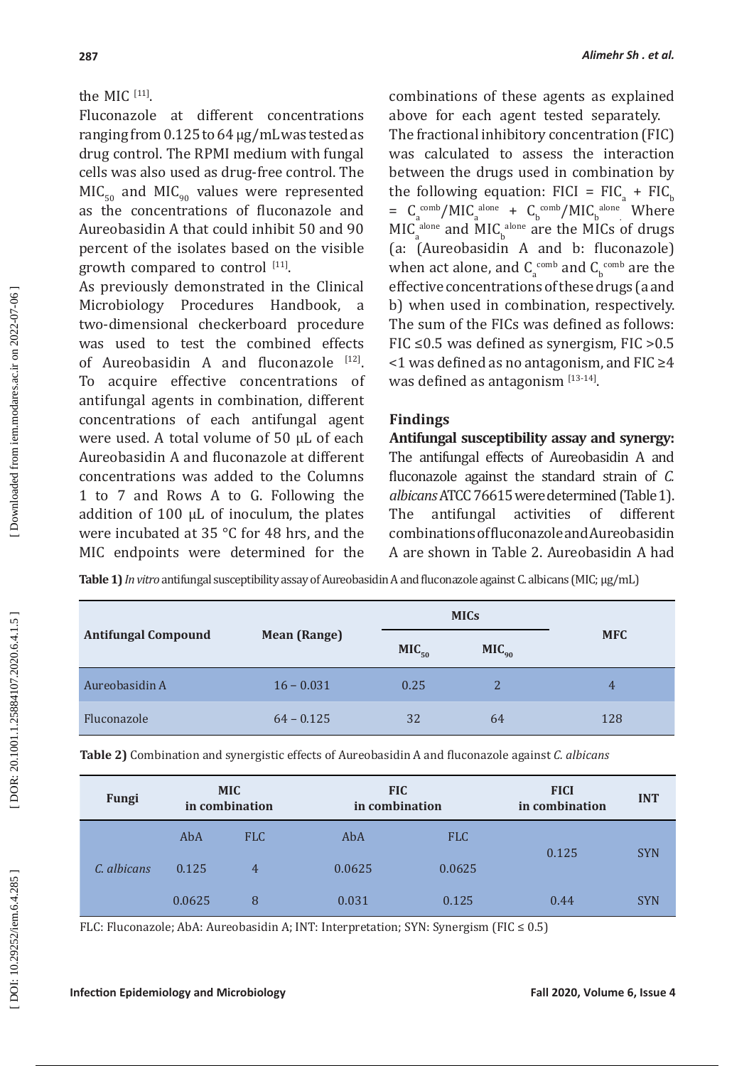the MIC [11].

Fluconazole at different concentrations ranging from 0.125 to 64 µg/mL was tested as drug control. The RPMI medium with fungal cells was also used as drug-free control. The $MIC_{50}$ and $MIC_{90}$ values were represented as the concentrations of fluconazole and Aureobasidin A that could inhibit 50 and 90 percent of the isolates based on the visible growth compared to control [11].

As previously demonstrated in the Clinical Microbiology Procedures Handbook, a two-dimensional checkerboard procedure was used to test the combined effects of Aureobasidin A and fluconazole [12]. To acquire effective concentrations of antifungal agents in combination, different concentrations of each antifungal agent were used. A total volume of 50 µL of each Aureobasidin A and fluconazole at different concentrations was added to the Columns 1 to 7 and Rows A to G. Following the addition of 100 µL of inoculum, the plates were incubated at 35 °C for 48 hrs, and the MIC endpoints were determined for the combinations of these agents as explained above for each agent tested separately.

The fractional inhibitory concentration (FIC) was calculated to assess the interaction between the drugs used in combination by the following equation: FICI = $FIC_a + FIC_b = C_a^{comb}/MIC_a^{alone} + C_b^{comb}/MIC_b^{alone}$. Where $MIC_a^{alone}$ and $MIC_b^{alone}$ are the MICs of drugs (a: (Aureobasidin A and b: fluconazole) when act alone, and $C_a^{comb}$ and $C_b^{comb}$ are the effective concentrations of these drugs (a and b) when used in combination, respectively. The sum of the FICs was defined as follows: FIC ≤0.5 was defined as synergism, FIC >0.5 <1 was defined as no antagonism, and FIC ≥4 was defined as antagonism [13-14].

## Findings

**Antifungal susceptibility assay and synergy:** The antifungal effects of Aureobasidin A and fluconazole against the standard strain of *C. albicans* ATCC 76615 were determined (Table 1). The antifungal activities of different combinations of fluconazole and Aureobasidin A are shown in Table 2. Aureobasidin A had

**Table 1)** *In vitro* antifungal susceptibility assay of Aureobasidin A and fluconazole against C. albicans (MIC; µg/mL)

| Antifungal Compound | Mean (Range) | MICs | | MFC |
|---|---|---|---|---|
| | | $MIC_{50}$ | $MIC_{90}$ | |
| Aureobasidin A | 16 – 0.031 | 0.25 | 2 | 4 |
| Fluconazole | 64 – 0.125 | 32 | 64 | 128 |

**Table 2)** Combination and synergistic effects of Aureobasidin A and fluconazole against *C. albicans*

| Fungi | MIC in combination | | FIC in combination | | FICI in combination | INT |
|---|---|---|---|---|---|---|
| | AbA | FLC | AbA | FLC | | |
| *C. albicans* | 0.125 | 4 | 0.0625 | 0.0625 | 0.125 | SYN |
| | 0.0625 | 8 | 0.031 | 0.125 | 0.44 | SYN |

FLC: Fluconazole; AbA: Aureobasidin A; INT: Interpretation; SYN: Synergism (FIC ≤ 0.5)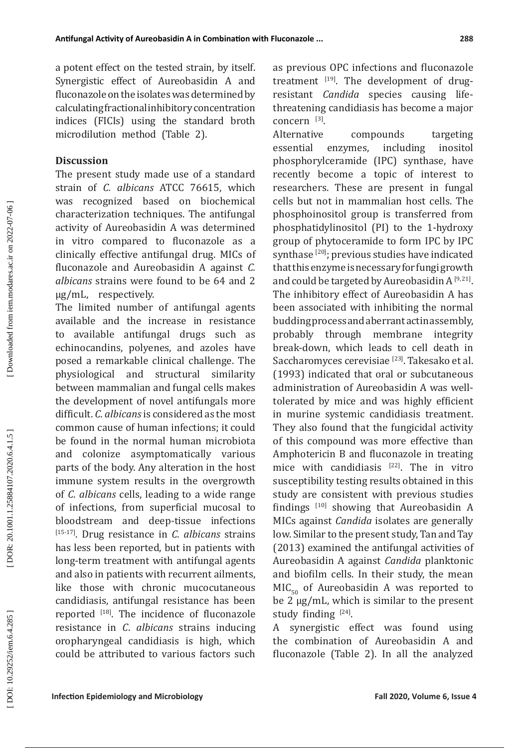a potent effect on the tested strain, by itself. Synergistic effect of Aureobasidin A and fluconazole on the isolates was determined by calculating fractional inhibitory concentration indices (FICIs) using the standard broth microdilution method (Table 2).

## Discussion

The present study made use of a standard strain of *C. albicans* ATCC 76615, which was recognized based on biochemical characterization techniques. The antifungal activity of Aureobasidin A was determined in vitro compared to fluconazole as a clinically effective antifungal drug. MICs of fluconazole and Aureobasidin A against *C. albicans* strains were found to be 64 and 2 μg/mL, respectively.

The limited number of antifungal agents available and the increase in resistance to available antifungal drugs such as echinocandins, polyenes, and azoles have posed a remarkable clinical challenge. The physiological and structural similarity between mammalian and fungal cells makes the development of novel antifungals more difficult. *C. albicans* is considered as the most common cause of human infections; it could be found in the normal human microbiota and colonize asymptomatically various parts of the body. Any alteration in the host immune system results in the overgrowth of *C. albicans* cells, leading to a wide range of infections, from superficial mucosal to bloodstream and deep-tissue infections [15-17]. Drug resistance in *C. albicans* strains has less been reported, but in patients with long-term treatment with antifungal agents and also in patients with recurrent ailments, like those with chronic mucocutaneous candidiasis, antifungal resistance has been reported [18]. The incidence of fluconazole resistance in *C. albicans* strains inducing oropharyngeal candidiasis is high, which could be attributed to various factors such as previous OPC infections and fluconazole treatment [19]. The development of drug-resistant *Candida* species causing life-threatening candidiasis has become a major concern [3].

Alternative compounds targeting essential enzymes, including inositol phosphorylceramide (IPC) synthase, have recently become a topic of interest to researchers. These are present in fungal cells but not in mammalian host cells. The phosphoinositol group is transferred from phosphatidylinositol (PI) to the 1-hydroxy group of phytoceramide to form IPC by IPC synthase [20]; previous studies have indicated that this enzyme is necessary for fungi growth and could be targeted by Aureobasidin A [9,21]. The inhibitory effect of Aureobasidin A has been associated with inhibiting the normal budding process and aberrant actin assembly, probably through membrane integrity break-down, which leads to cell death in Saccharomyces cerevisiae [23]. Takesako et al. (1993) indicated that oral or subcutaneous administration of Aureobasidin A was well-tolerated by mice and was highly efficient in murine systemic candidiasis treatment. They also found that the fungicidal activity of this compound was more effective than Amphotericin B and fluconazole in treating mice with candidiasis [22]. The in vitro susceptibility testing results obtained in this study are consistent with previous studies findings [10] showing that Aureobasidin A MICs against *Candida* isolates are generally low. Similar to the present study, Tan and Tay (2013) examined the antifungal activities of Aureobasidin A against *Candida* planktonic and biofilm cells. In their study, the mean $MIC_{50}$ of Aureobasidin A was reported to be 2 μg/mL, which is similar to the present study finding [24].

A synergistic effect was found using the combination of Aureobasidin A and fluconazole (Table 2). In all the analyzed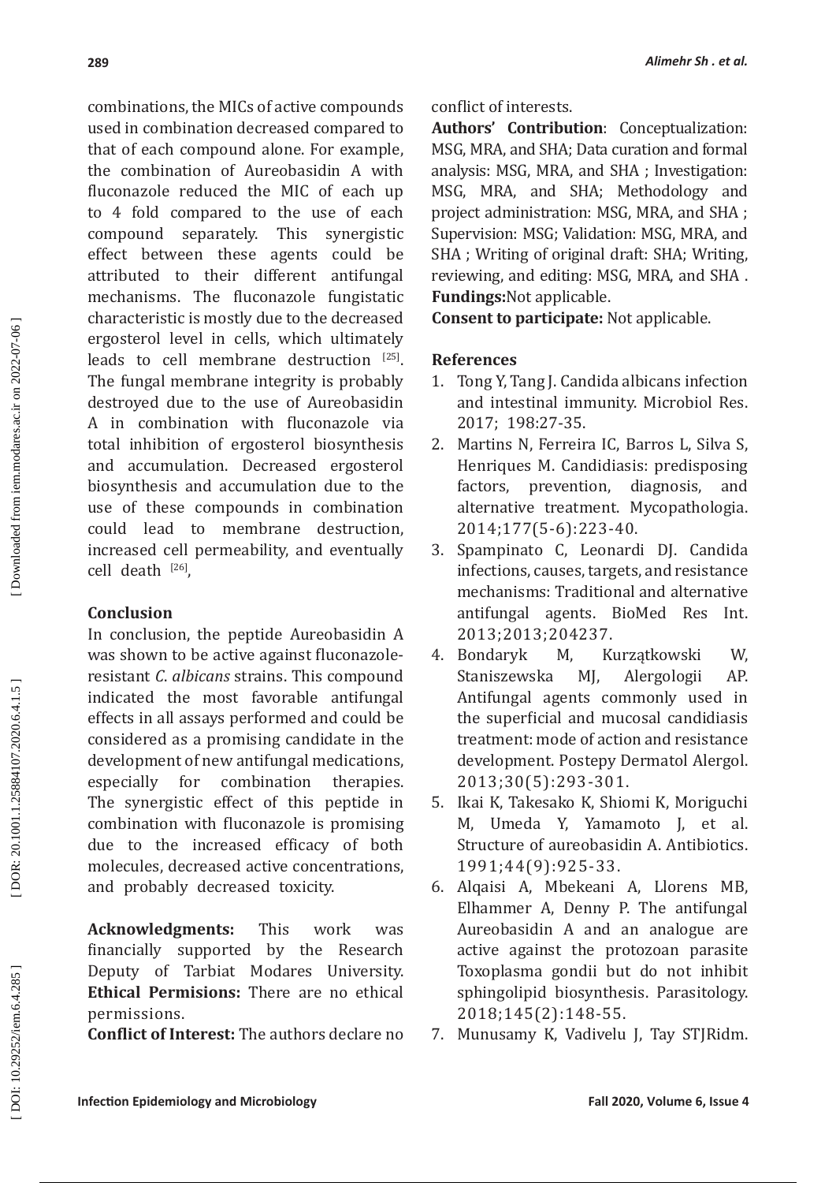combinations, the MICs of active compounds used in combination decreased compared to that of each compound alone. For example, the combination of Aureobasidin A with fluconazole reduced the MIC of each up to 4 fold compared to the use of each compound separately. This synergistic effect between these agents could be attributed to their different antifungal mechanisms. The fluconazole fungistatic characteristic is mostly due to the decreased ergosterol level in cells, which ultimately leads to cell membrane destruction [25]. The fungal membrane integrity is probably destroyed due to the use of Aureobasidin A in combination with fluconazole via total inhibition of ergosterol biosynthesis and accumulation. Decreased ergosterol biosynthesis and accumulation due to the use of these compounds in combination could lead to membrane destruction, increased cell permeability, and eventually cell death [26],

## Conclusion

In conclusion, the peptide Aureobasidin A was shown to be active against fluconazole-resistant *C. albicans* strains. This compound indicated the most favorable antifungal effects in all assays performed and could be considered as a promising candidate in the development of new antifungal medications, especially for combination therapies. The synergistic effect of this peptide in combination with fluconazole is promising due to the increased efficacy of both molecules, decreased active concentrations, and probably decreased toxicity.

**Acknowledgments:** This work was financially supported by the Research Deputy of Tarbiat Modares University.
**Ethical Permisions:** There are no ethical permissions.
**Conflict of Interest:** The authors declare no conflict of interests.
**Authors' Contribution**: Conceptualization: MSG, MRA, and SHA; Data curation and formal analysis: MSG, MRA, and SHA ; Investigation: MSG, MRA, and SHA; Methodology and project administration: MSG, MRA, and SHA ; Supervision: MSG; Validation: MSG, MRA, and SHA ; Writing of original draft: SHA; Writing, reviewing, and editing: MSG, MRA, and SHA .
**Fundings:**Not applicable.
**Consent to participate:** Not applicable.

## References

1. Tong Y, Tang J. Candida albicans infection and intestinal immunity. Microbiol Res. 2017; 198:27-35.
2. Martins N, Ferreira IC, Barros L, Silva S, Henriques M. Candidiasis: predisposing factors, prevention, diagnosis, and alternative treatment. Mycopathologia. 2014;177(5-6):223-40.
3. Spampinato C, Leonardi DJ. Candida infections, causes, targets, and resistance mechanisms: Traditional and alternative antifungal agents. BioMed Res Int. 2013;2013;204237.
4. Bondaryk M, Kurzątkowski W, Staniszewska MJ, Alergologii AP. Antifungal agents commonly used in the superficial and mucosal candidiasis treatment: mode of action and resistance development. Postepy Dermatol Alergol. 2013;30(5):293-301.
5. Ikai K, Takesako K, Shiomi K, Moriguchi M, Umeda Y, Yamamoto J, et al. Structure of aureobasidin A. Antibiotics. 1991;44(9):925-33.
6. Alqaisi A, Mbekeani A, Llorens MB, Elhammer A, Denny P. The antifungal Aureobasidin A and an analogue are active against the protozoan parasite Toxoplasma gondii but do not inhibit sphingolipid biosynthesis. Parasitology. 2018;145(2):148-55.
7. Munusamy K, Vadivelu J, Tay STJRidm.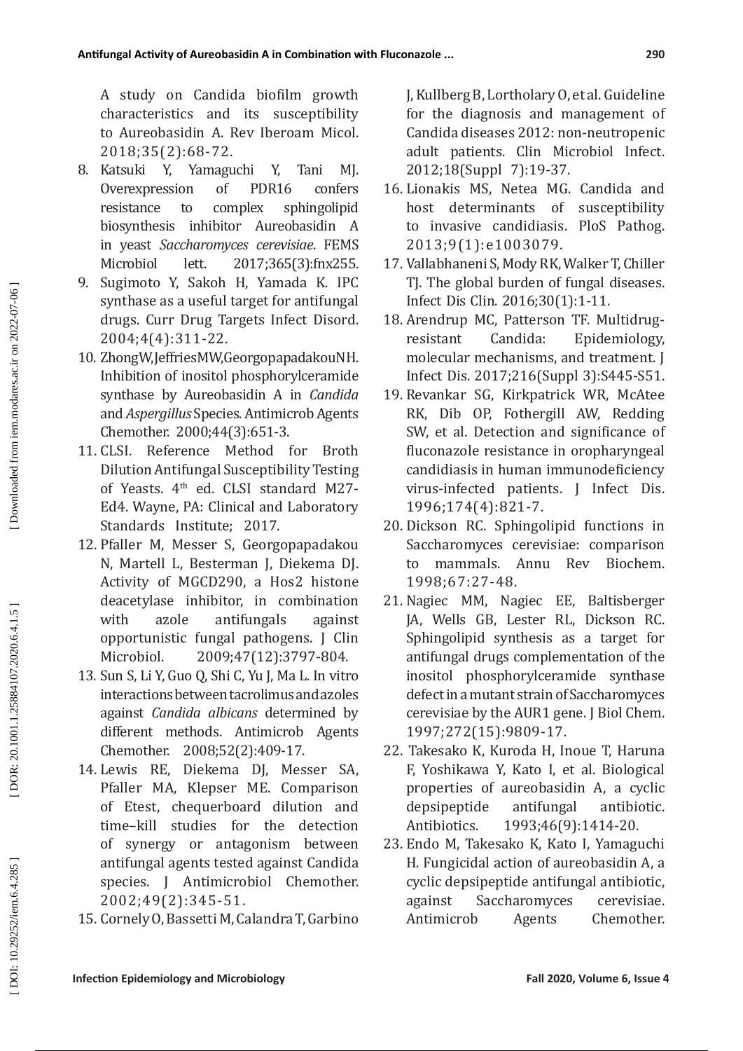A study on Candida biofilm growth characteristics and its susceptibility to Aureobasidin A. Rev Iberoam Micol. 2018;35(2):68-72.

8. Katsuki Y, Yamaguchi Y, Tani MJ. Overexpression of PDR16 confers resistance to complex sphingolipid biosynthesis inhibitor Aureobasidin A in yeast *Saccharomyces cerevisiae*. FEMS Microbiol lett. 2017;365(3):fnx255.
9. Sugimoto Y, Sakoh H, Yamada K. IPC synthase as a useful target for antifungal drugs. Curr Drug Targets Infect Disord. 2004;4(4):311-22.
10. Zhong W, Jeffries MW, Georgopapadakou NH. Inhibition of inositol phosphorylceramide synthase by Aureobasidin A in *Candida* and *Aspergillus* Species. Antimicrob Agents Chemother. 2000;44(3):651-3.
11. CLSI. Reference Method for Broth Dilution Antifungal Susceptibility Testing of Yeasts. 4th ed. CLSI standard M27-Ed4. Wayne, PA: Clinical and Laboratory Standards Institute; 2017.
12. Pfaller M, Messer S, Georgopapadakou N, Martell L, Besterman J, Diekema DJ. Activity of MGCD290, a Hos2 histone deacetylase inhibitor, in combination with azole antifungals against opportunistic fungal pathogens. J Clin Microbiol. 2009;47(12):3797-804.
13. Sun S, Li Y, Guo Q, Shi C, Yu J, Ma L. In vitro interactions between tacrolimus and azoles against *Candida albicans* determined by different methods. Antimicrob Agents Chemother. 2008;52(2):409-17.
14. Lewis RE, Diekema DJ, Messer SA, Pfaller MA, Klepser ME. Comparison of Etest, chequerboard dilution and time–kill studies for the detection of synergy or antagonism between antifungal agents tested against Candida species. J Antimicrobiol Chemother. 2002;49(2):345-51.
15. Cornely O, Bassetti M, Calandra T, Garbino J, Kullberg B, Lortholary O, et al. Guideline for the diagnosis and management of Candida diseases 2012: non-neutropenic adult patients. Clin Microbiol Infect. 2012;18(Suppl 7):19-37.
16. Lionakis MS, Netea MG. Candida and host determinants of susceptibility to invasive candidiasis. PloS Pathog. 2013;9(1):e1003079.
17. Vallabhaneni S, Mody RK, Walker T, Chiller TJ. The global burden of fungal diseases. Infect Dis Clin. 2016;30(1):1-11.
18. Arendrup MC, Patterson TF. Multidrug-resistant Candida: Epidemiology, molecular mechanisms, and treatment. J Infect Dis. 2017;216(Suppl 3):S445-S51.
19. Revankar SG, Kirkpatrick WR, McAtee RK, Dib OP, Fothergill AW, Redding SW, et al. Detection and significance of fluconazole resistance in oropharyngeal candidiasis in human immunodeficiency virus-infected patients. J Infect Dis. 1996;174(4):821-7.
20. Dickson RC. Sphingolipid functions in Saccharomyces cerevisiae: comparison to mammals. Annu Rev Biochem. 1998;67:27-48.
21. Nagiec MM, Nagiec EE, Baltisberger JA, Wells GB, Lester RL, Dickson RC. Sphingolipid synthesis as a target for antifungal drugs complementation of the inositol phosphorylceramide synthase defect in a mutant strain of Saccharomyces cerevisiae by the AUR1 gene. J Biol Chem. 1997;272(15):9809-17.
22. Takesako K, Kuroda H, Inoue T, Haruna F, Yoshikawa Y, Kato I, et al. Biological properties of aureobasidin A, a cyclic depsipeptide antifungal antibiotic. Antibiotics. 1993;46(9):1414-20.
23. Endo M, Takesako K, Kato I, Yamaguchi H. Fungicidal action of aureobasidin A, a cyclic depsipeptide antifungal antibiotic, against Saccharomyces cerevisiae. Antimicrob Agents Chemother.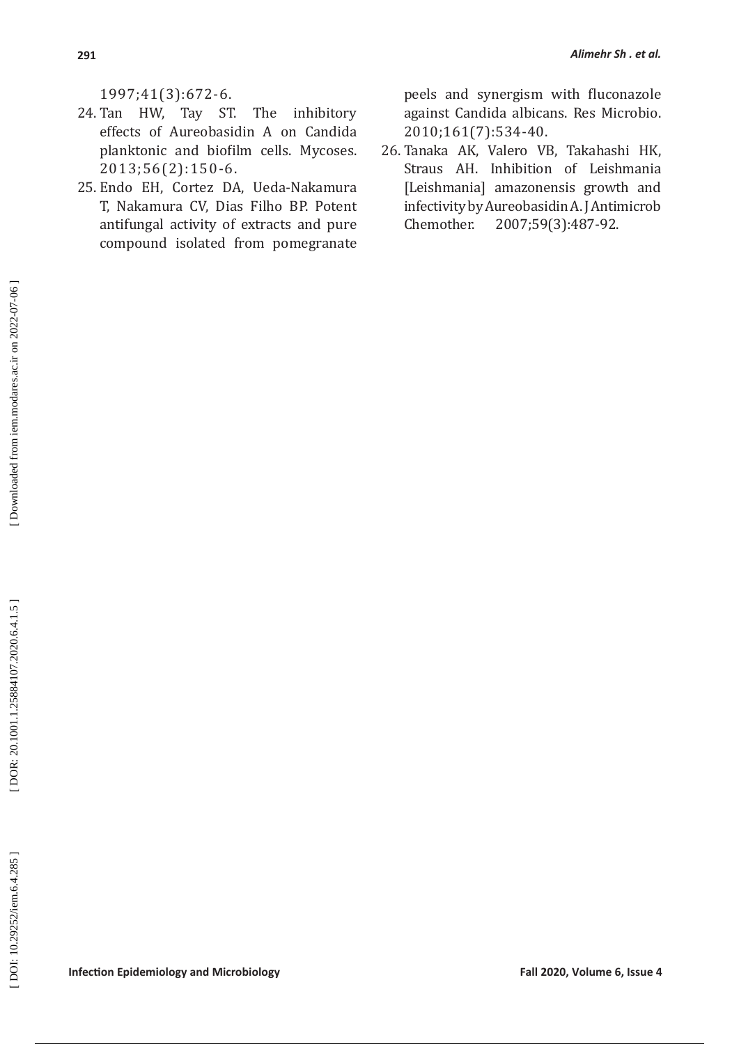1997;41(3):672-6.

24. Tan HW, Tay ST. The inhibitory effects of Aureobasidin A on Candida planktonic and biofilm cells. Mycoses. 2013;56(2):150-6.
25. Endo EH, Cortez DA, Ueda-Nakamura T, Nakamura CV, Dias Filho BP. Potent antifungal activity of extracts and pure compound isolated from pomegranate peels and synergism with fluconazole against Candida albicans. Res Microbio. 2010;161(7):534-40.
26. Tanaka AK, Valero VB, Takahashi HK, Straus AH. Inhibition of Leishmania [Leishmania] amazonensis growth and infectivity by Aureobasidin A. J Antimicrob Chemother. 2007;59(3):487-92.